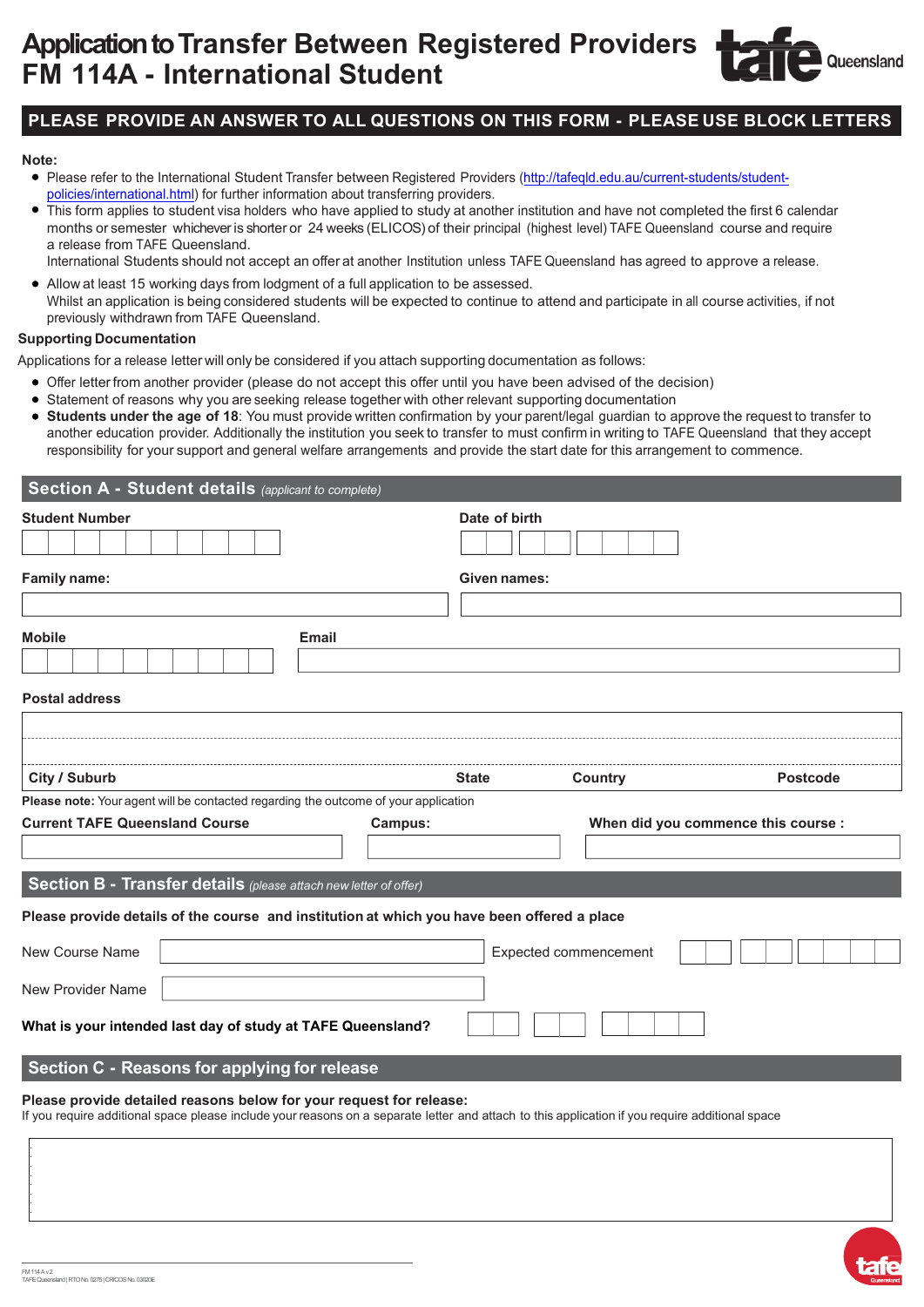# Application to Transfer Between Registered Providers
# FM 114A - International Student

**PLEASE PROVIDE AN ANSWER TO ALL QUESTIONS ON THIS FORM - PLEASE USE BLOCK LETTERS**

**Note:**

- Please refer to the International Student Transfer between Registered Providers (http://tafeqld.edu.au/current-students/student-policies/international.html) for further information about transferring providers.
- This form applies to student visa holders who have applied to study at another institution and have not completed the first 6 calendar months or semester whichever is shorter or 24 weeks (ELICOS) of their principal (highest level) TAFE Queensland course and require a release from TAFE Queensland.
  International Students should not accept an offer at another Institution unless TAFE Queensland has agreed to approve a release.
- Allow at least 15 working days from lodgment of a full application to be assessed.
  Whilst an application is being considered students will be expected to continue to attend and participate in all course activities, if not previously withdrawn from TAFE Queensland.

**Supporting Documentation**

Applications for a release letter will only be considered if you attach supporting documentation as follows:

- Offer letter from another provider (please do not accept this offer until you have been advised of the decision)
- Statement of reasons why you are seeking release together with other relevant supporting documentation
- **Students under the age of 18**: You must provide written confirmation by your parent/legal guardian to approve the request to transfer to another education provider. Additionally the institution you seek to transfer to must confirm in writing to TAFE Queensland that they accept responsibility for your support and general welfare arrangements and provide the start date for this arrangement to commence.

## Section A - Student details *(applicant to complete)*

**Student Number**

**Date of birth**

**Family name:**

**Given names:**

**Mobile**

**Email**

**Postal address**

**City / Suburb** **State** **Country** **Postcode**

**Please note:** Your agent will be contacted regarding the outcome of your application

**Current TAFE Queensland Course** **Campus:** **When did you commence this course :**

## Section B - Transfer details *(please attach new letter of offer)*

**Please provide details of the course and institution at which you have been offered a place**

New Course Name

Expected commencement

New Provider Name

**What is your intended last day of study at TAFE Queensland?**

## Section C - Reasons for applying for release

**Please provide detailed reasons below for your request for release:**

If you require additional space please include your reasons on a separate letter and attach to this application if you require additional space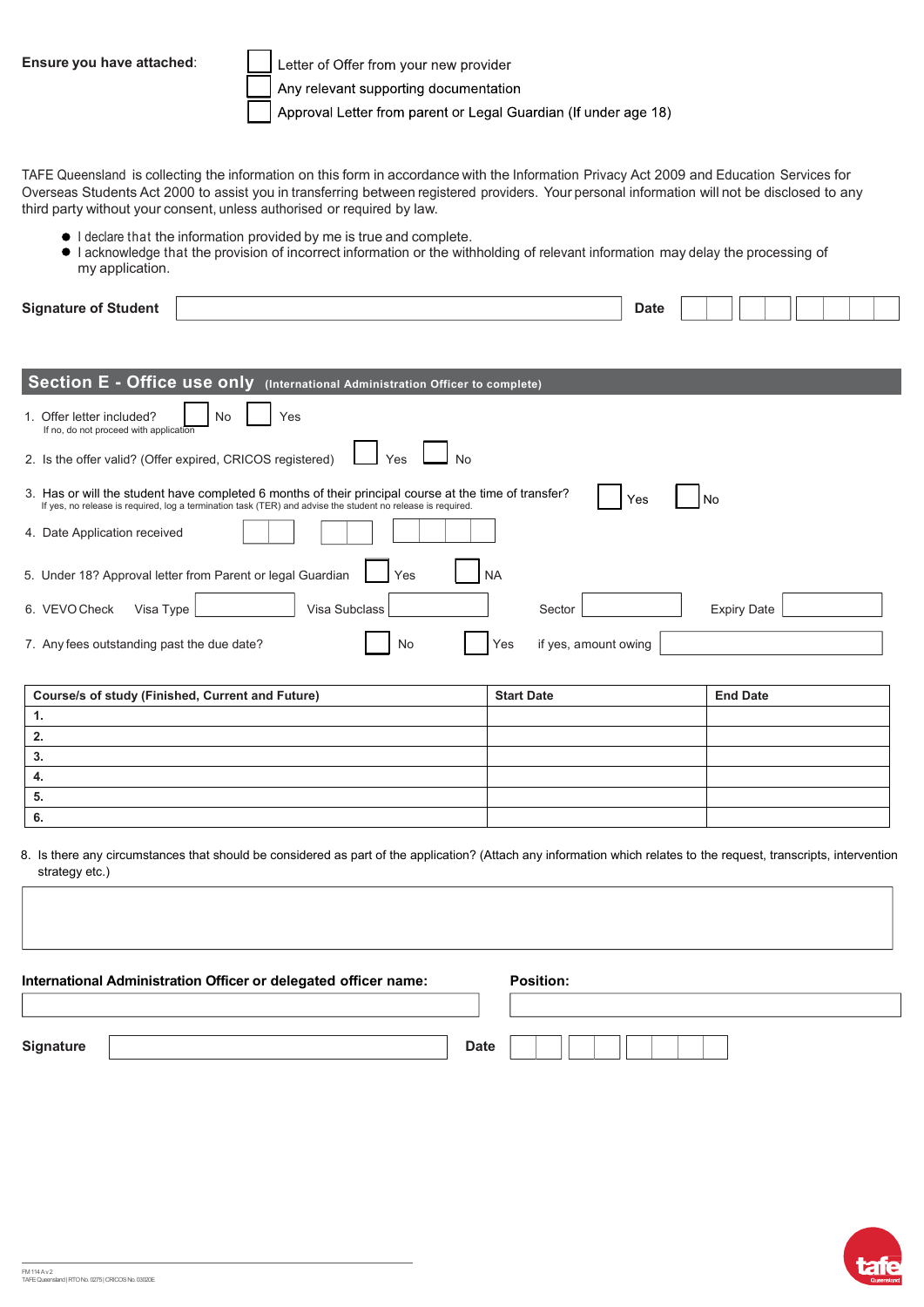**Ensure you have attached:**

- [ ] Letter of Offer from your new provider
- [ ] Any relevant supporting documentation
- [ ] Approval Letter from parent or Legal Guardian (If under age 18)

TAFE Queensland is collecting the information on this form in accordance with the Information Privacy Act 2009 and Education Services for Overseas Students Act 2000 to assist you in transferring between registered providers. Your personal information will not be disclosed to any third party without your consent, unless authorised or required by law.

- I declare that the information provided by me is true and complete.
- I acknowledge that the provision of incorrect information or the withholding of relevant information may delay the processing of my application.

**Signature of Student** ______________________ **Date** __ __ / __ __ / __ __ __ __

## Section E - Office use only (International Administration Officer to complete)

1. Offer letter included? [ ] No [ ] Yes
   If no, do not proceed with application
2. Is the offer valid? (Offer expired, CRICOS registered) [ ] Yes [ ] No
3. Has or will the student have completed 6 months of their principal course at the time of transfer? [ ] Yes [ ] No
   If yes, no release is required, log a termination task (TER) and advise the student no release is required.
4. Date Application received __ __ / __ __ / __ __ __ __
5. Under 18? Approval letter from Parent or legal Guardian [ ] Yes [ ] NA
6. VEVO Check Visa Type ______ Visa Subclass ______ Sector ______ Expiry Date ______
7. Any fees outstanding past the due date? [ ] No [ ] Yes if yes, amount owing ______

| Course/s of study (Finished, Current and Future) | Start Date | End Date |
|---|---|---|
| 1. | | |
| 2. | | |
| 3. | | |
| 4. | | |
| 5. | | |
| 6. | | |

8. Is there any circumstances that should be considered as part of the application? (Attach any information which relates to the request, transcripts, intervention strategy etc.)

______________________

**International Administration Officer or delegated officer name:** ______________________

**Position:** ______________________

**Signature** ______________________ **Date** __ __ / __ __ / __ __ __ __

FM 114 A v2
TAFE Queensland | RTO No. 0275 | CRICOS No. 03020E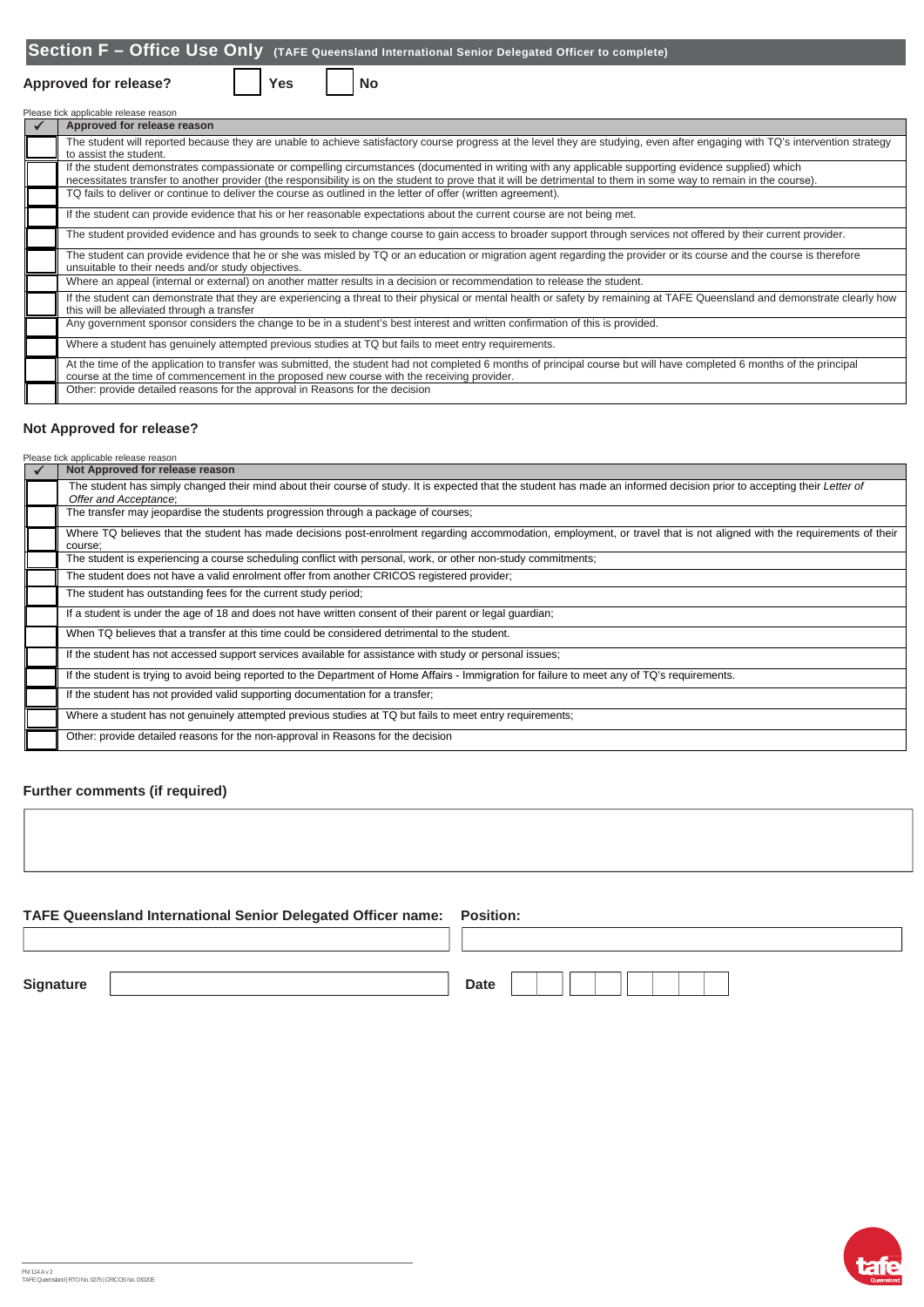## Section F – Office Use Only (TAFE Queensland International Senior Delegated Officer to complete)

**Approved for release?** ☐ **Yes** ☐ **No**

Please tick applicable release reason

| ✓ | Approved for release reason |
|---|---|
| ☐ | The student will reported because they are unable to achieve satisfactory course progress at the level they are studying, even after engaging with TQ's intervention strategy to assist the student. |
| ☐ | If the student demonstrates compassionate or compelling circumstances (documented in writing with any applicable supporting evidence supplied) which necessitates transfer to another provider (the responsibility is on the student to prove that it will be detrimental to them in some way to remain in the course). |
| ☐ | TQ fails to deliver or continue to deliver the course as outlined in the letter of offer (written agreement). |
| ☐ | If the student can provide evidence that his or her reasonable expectations about the current course are not being met. |
| ☐ | The student provided evidence and has grounds to seek to change course to gain access to broader support through services not offered by their current provider. |
| ☐ | The student can provide evidence that he or she was misled by TQ or an education or migration agent regarding the provider or its course and the course is therefore unsuitable to their needs and/or study objectives. |
| ☐ | Where an appeal (internal or external) on another matter results in a decision or recommendation to release the student. |
| ☐ | If the student can demonstrate that they are experiencing a threat to their physical or mental health or safety by remaining at TAFE Queensland and demonstrate clearly how this will be alleviated through a transfer |
| ☐ | Any government sponsor considers the change to be in a student's best interest and written confirmation of this is provided. |
| ☐ | Where a student has genuinely attempted previous studies at TQ but fails to meet entry requirements. |
| ☐ | At the time of the application to transfer was submitted, the student had not completed 6 months of principal course but will have completed 6 months of the principal course at the time of commencement in the proposed new course with the receiving provider. |
| ☐ | Other: provide detailed reasons for the approval in Reasons for the decision |

### Not Approved for release?

Please tick applicable release reason

| ✓ | Not Approved for release reason |
|---|---|
| ☐ | The student has simply changed their mind about their course of study. It is expected that the student has made an informed decision prior to accepting their *Letter of Offer and Acceptance*; |
| ☐ | The transfer may jeopardise the students progression through a package of courses; |
| ☐ | Where TQ believes that the student has made decisions post-enrolment regarding accommodation, employment, or travel that is not aligned with the requirements of their course; |
| ☐ | The student is experiencing a course scheduling conflict with personal, work, or other non-study commitments; |
| ☐ | The student does not have a valid enrolment offer from another CRICOS registered provider; |
| ☐ | The student has outstanding fees for the current study period; |
| ☐ | If a student is under the age of 18 and does not have written consent of their parent or legal guardian; |
| ☐ | When TQ believes that a transfer at this time could be considered detrimental to the student. |
| ☐ | If the student has not accessed support services available for assistance with study or personal issues; |
| ☐ | If the student is trying to avoid being reported to the Department of Home Affairs - Immigration for failure to meet any of TQ's requirements. |
| ☐ | If the student has not provided valid supporting documentation for a transfer; |
| ☐ | Where a student has not genuinely attempted previous studies at TQ but fails to meet entry requirements; |
| ☐ | Other: provide detailed reasons for the non-approval in Reasons for the decision |

### Further comments (if required)

&nbsp;

**TAFE Queensland International Senior Delegated Officer name:** ____________________ **Position:** ____________________

**Signature** ____________________ **Date** __ __ / __ __ / __ __ __ __

FM 114 A v 2
TAFE Queensland | RTO No. 0275 | CRICOS No. 03020E